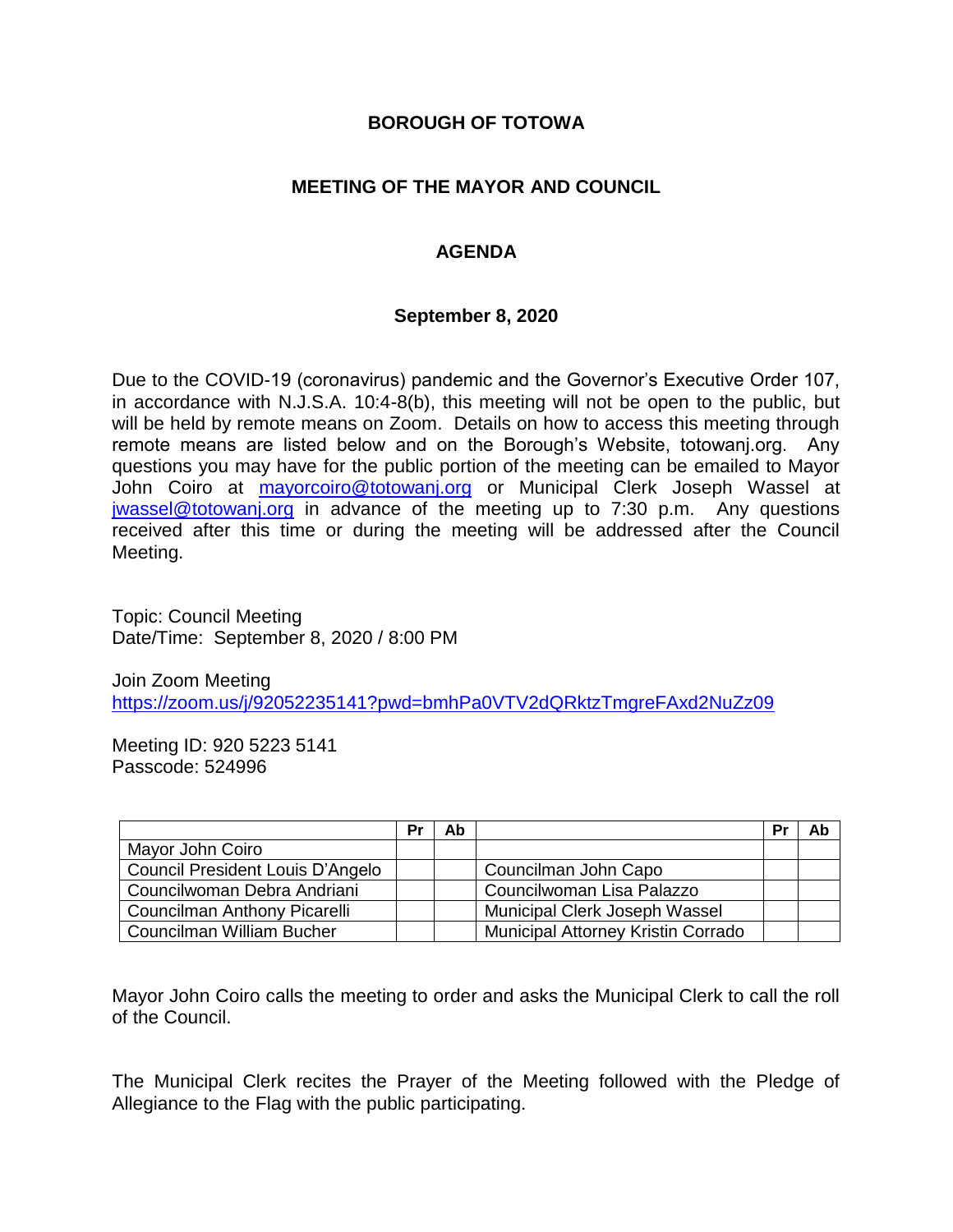# BOROUGH OF TOTOWA

## MEETING OF THE MAYOR AND COUNCIL

## AGENDA

**September 8, 2020**

Due to the COVID-19 (coronavirus) pandemic and the Governor's Executive Order 107, in accordance with N.J.S.A. 10:4-8(b), this meeting will not be open to the public, but will be held by remote means on Zoom. Details on how to access this meeting through remote means are listed below and on the Borough's Website, totowanj.org. Any questions you may have for the public portion of the meeting can be emailed to Mayor John Coiro at mayorcoiro@totowanj.org or Municipal Clerk Joseph Wassel at jwassel@totowanj.org in advance of the meeting up to 7:30 p.m. Any questions received after this time or during the meeting will be addressed after the Council Meeting.

Topic: Council Meeting
Date/Time: September 8, 2020 / 8:00 PM

Join Zoom Meeting
https://zoom.us/j/92052235141?pwd=bmhPa0VTV2dQRktzTmgreFAxd2NuZz09

Meeting ID: 920 5223 5141
Passcode: 524996

| | Pr | Ab | | Pr | Ab |
|---|---|---|---|---|---|
| Mayor John Coiro | | | | | |
| Council President Louis D'Angelo | | | Councilman John Capo | | |
| Councilwoman Debra Andriani | | | Councilwoman Lisa Palazzo | | |
| Councilman Anthony Picarelli | | | Municipal Clerk Joseph Wassel | | |
| Councilman William Bucher | | | Municipal Attorney Kristin Corrado | | |

Mayor John Coiro calls the meeting to order and asks the Municipal Clerk to call the roll of the Council.

The Municipal Clerk recites the Prayer of the Meeting followed with the Pledge of Allegiance to the Flag with the public participating.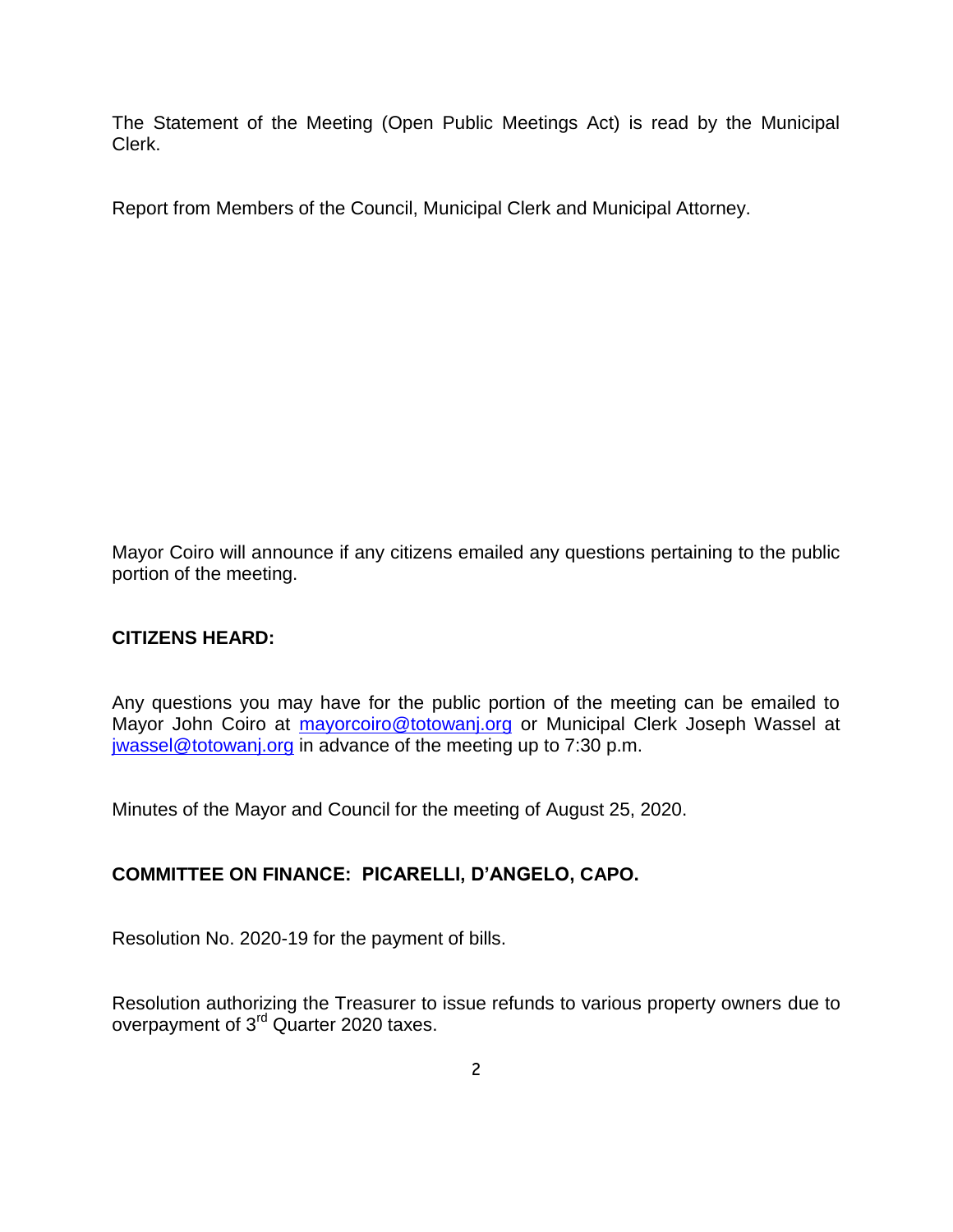The Statement of the Meeting (Open Public Meetings Act) is read by the Municipal Clerk.

Report from Members of the Council, Municipal Clerk and Municipal Attorney.

Mayor Coiro will announce if any citizens emailed any questions pertaining to the public portion of the meeting.

**CITIZENS HEARD:**

Any questions you may have for the public portion of the meeting can be emailed to Mayor John Coiro at mayorcoiro@totowanj.org or Municipal Clerk Joseph Wassel at jwassel@totowanj.org in advance of the meeting up to 7:30 p.m.

Minutes of the Mayor and Council for the meeting of August 25, 2020.

**COMMITTEE ON FINANCE: PICARELLI, D'ANGELO, CAPO.**

Resolution No. 2020-19 for the payment of bills.

Resolution authorizing the Treasurer to issue refunds to various property owners due to overpayment of 3rd Quarter 2020 taxes.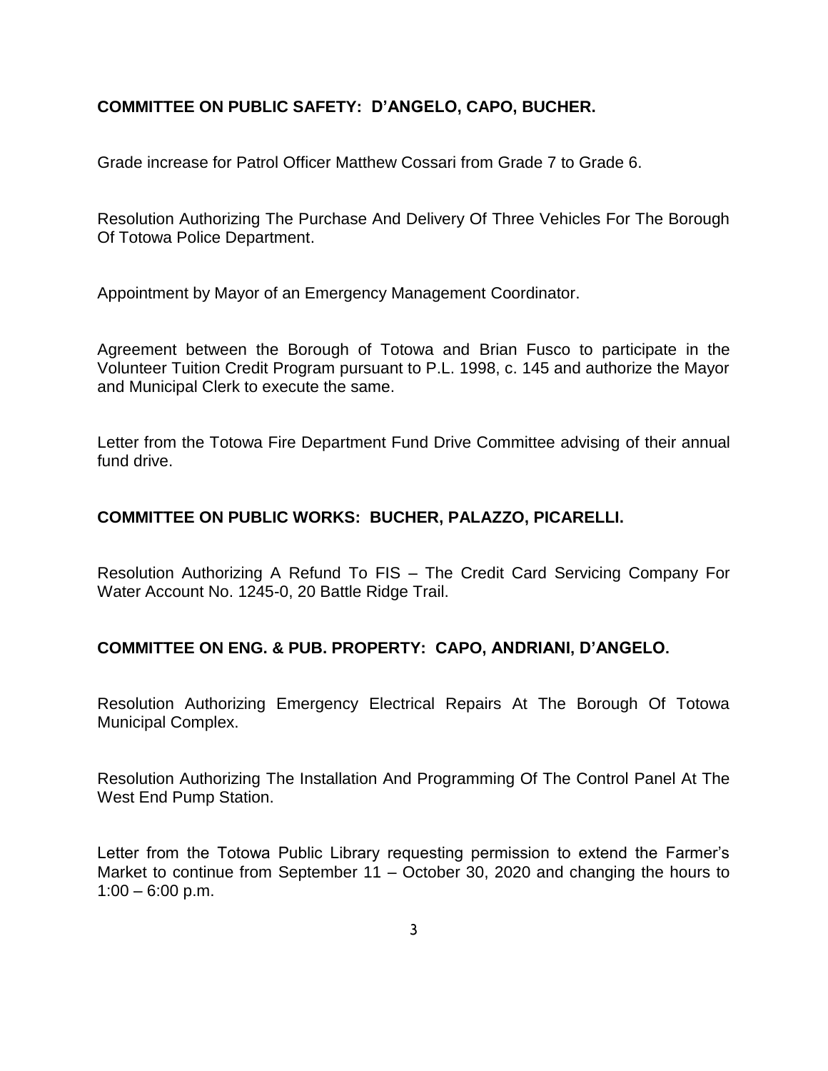**COMMITTEE ON PUBLIC SAFETY: D'ANGELO, CAPO, BUCHER.**

Grade increase for Patrol Officer Matthew Cossari from Grade 7 to Grade 6.

Resolution Authorizing The Purchase And Delivery Of Three Vehicles For The Borough Of Totowa Police Department.

Appointment by Mayor of an Emergency Management Coordinator.

Agreement between the Borough of Totowa and Brian Fusco to participate in the Volunteer Tuition Credit Program pursuant to P.L. 1998, c. 145 and authorize the Mayor and Municipal Clerk to execute the same.

Letter from the Totowa Fire Department Fund Drive Committee advising of their annual fund drive.

**COMMITTEE ON PUBLIC WORKS: BUCHER, PALAZZO, PICARELLI.**

Resolution Authorizing A Refund To FIS – The Credit Card Servicing Company For Water Account No. 1245-0, 20 Battle Ridge Trail.

**COMMITTEE ON ENG. & PUB. PROPERTY: CAPO, ANDRIANI, D'ANGELO.**

Resolution Authorizing Emergency Electrical Repairs At The Borough Of Totowa Municipal Complex.

Resolution Authorizing The Installation And Programming Of The Control Panel At The West End Pump Station.

Letter from the Totowa Public Library requesting permission to extend the Farmer's Market to continue from September 11 – October 30, 2020 and changing the hours to 1:00 – 6:00 p.m.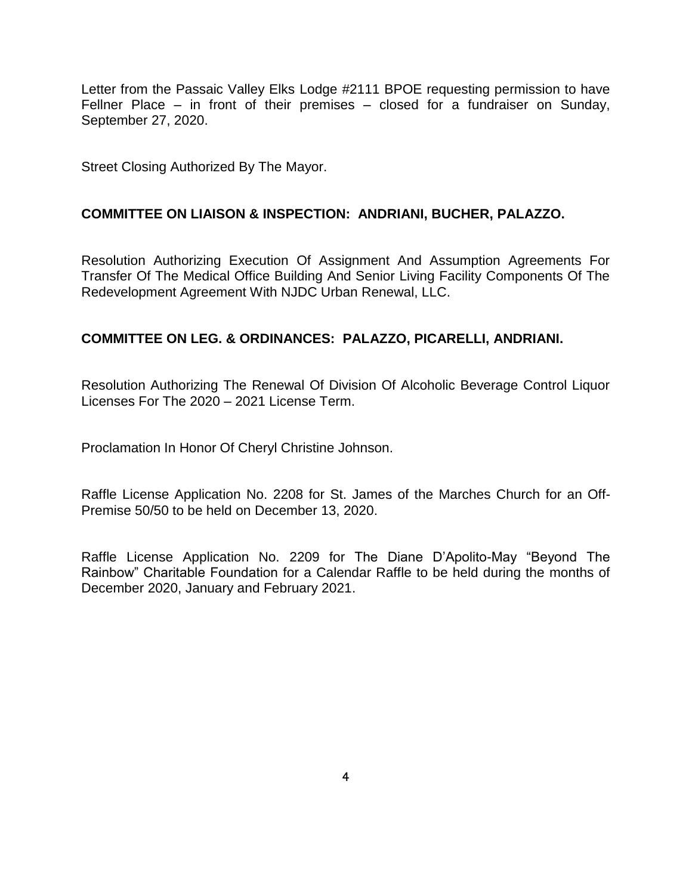Letter from the Passaic Valley Elks Lodge #2111 BPOE requesting permission to have Fellner Place – in front of their premises – closed for a fundraiser on Sunday, September 27, 2020.

Street Closing Authorized By The Mayor.

**COMMITTEE ON LIAISON & INSPECTION: ANDRIANI, BUCHER, PALAZZO.**

Resolution Authorizing Execution Of Assignment And Assumption Agreements For Transfer Of The Medical Office Building And Senior Living Facility Components Of The Redevelopment Agreement With NJDC Urban Renewal, LLC.

**COMMITTEE ON LEG. & ORDINANCES: PALAZZO, PICARELLI, ANDRIANI.**

Resolution Authorizing The Renewal Of Division Of Alcoholic Beverage Control Liquor Licenses For The 2020 – 2021 License Term.

Proclamation In Honor Of Cheryl Christine Johnson.

Raffle License Application No. 2208 for St. James of the Marches Church for an Off-Premise 50/50 to be held on December 13, 2020.

Raffle License Application No. 2209 for The Diane D'Apolito-May "Beyond The Rainbow" Charitable Foundation for a Calendar Raffle to be held during the months of December 2020, January and February 2021.